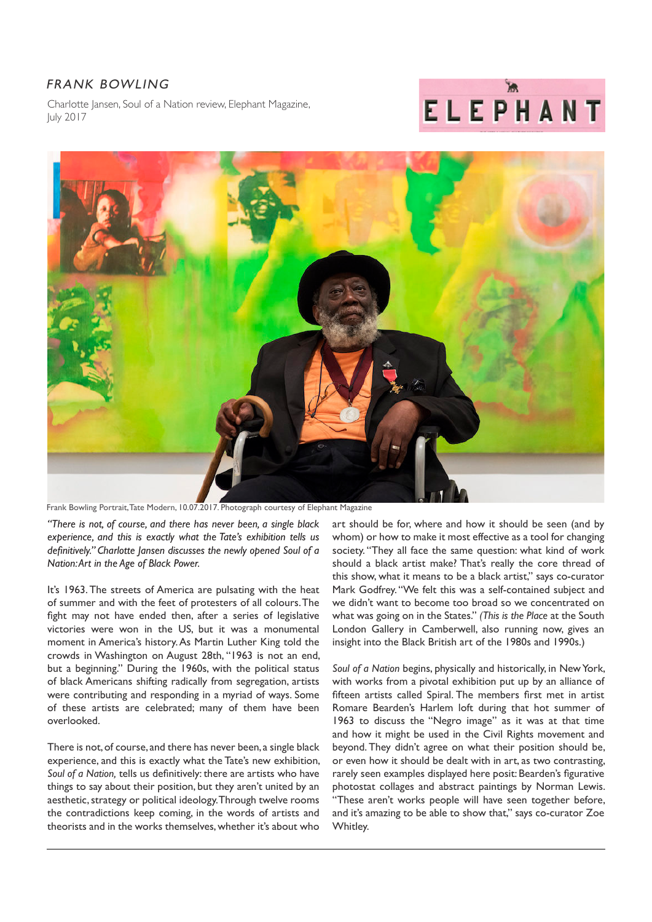## *FRANK BOWLING*

Charlotte Jansen, Soul of a Nation review, Elephant Magazine, July 2017

Frank Bowling Portrait, Tate Modern, 10.07.2017. Photograph courtesy of Elephant Magazine

*"There is not, of course, and there has never been, a single black experience, and this is exactly what the Tate's exhibition tells us definitively." Charlotte Jansen discusses the newly opened Soul of a Nation: Art in the Age of Black Power.*

It's 1963. The streets of America are pulsating with the heat of summer and with the feet of protesters of all colours. The fight may not have ended then, after a series of legislative victories were won in the US, but it was a monumental moment in America's history. As Martin Luther King told the crowds in Washington on August 28th, "1963 is not an end, but a beginning." During the 1960s, with the political status of black Americans shifting radically from segregation, artists were contributing and responding in a myriad of ways. Some of these artists are celebrated; many of them have been overlooked.

There is not, of course, and there has never been, a single black experience, and this is exactly what the Tate's new exhibition, *Soul of a Nation,* tells us definitively: there are artists who have things to say about their position, but they aren't united by an aesthetic, strategy or political ideology. Through twelve rooms the contradictions keep coming, in the words of artists and theorists and in the works themselves, whether it's about who art should be for, where and how it should be seen (and by whom) or how to make it most effective as a tool for changing society. "They all face the same question: what kind of work should a black artist make? That's really the core thread of this show, what it means to be a black artist," says co-curator Mark Godfrey. "We felt this was a self-contained subject and we didn't want to become too broad so we concentrated on what was going on in the States." *(This is the Place* at the South London Gallery in Camberwell, also running now, gives an insight into the Black British art of the 1980s and 1990s.)

*Soul of a Nation* begins, physically and historically, in New York, with works from a pivotal exhibition put up by an alliance of fifteen artists called Spiral. The members first met in artist Romare Bearden's Harlem loft during that hot summer of 1963 to discuss the "Negro image" as it was at that time and how it might be used in the Civil Rights movement and beyond. They didn't agree on what their position should be, or even how it should be dealt with in art, as two contrasting, rarely seen examples displayed here posit: Bearden's figurative photostat collages and abstract paintings by Norman Lewis. "These aren't works people will have seen together before, and it's amazing to be able to show that," says co-curator Zoe Whitley.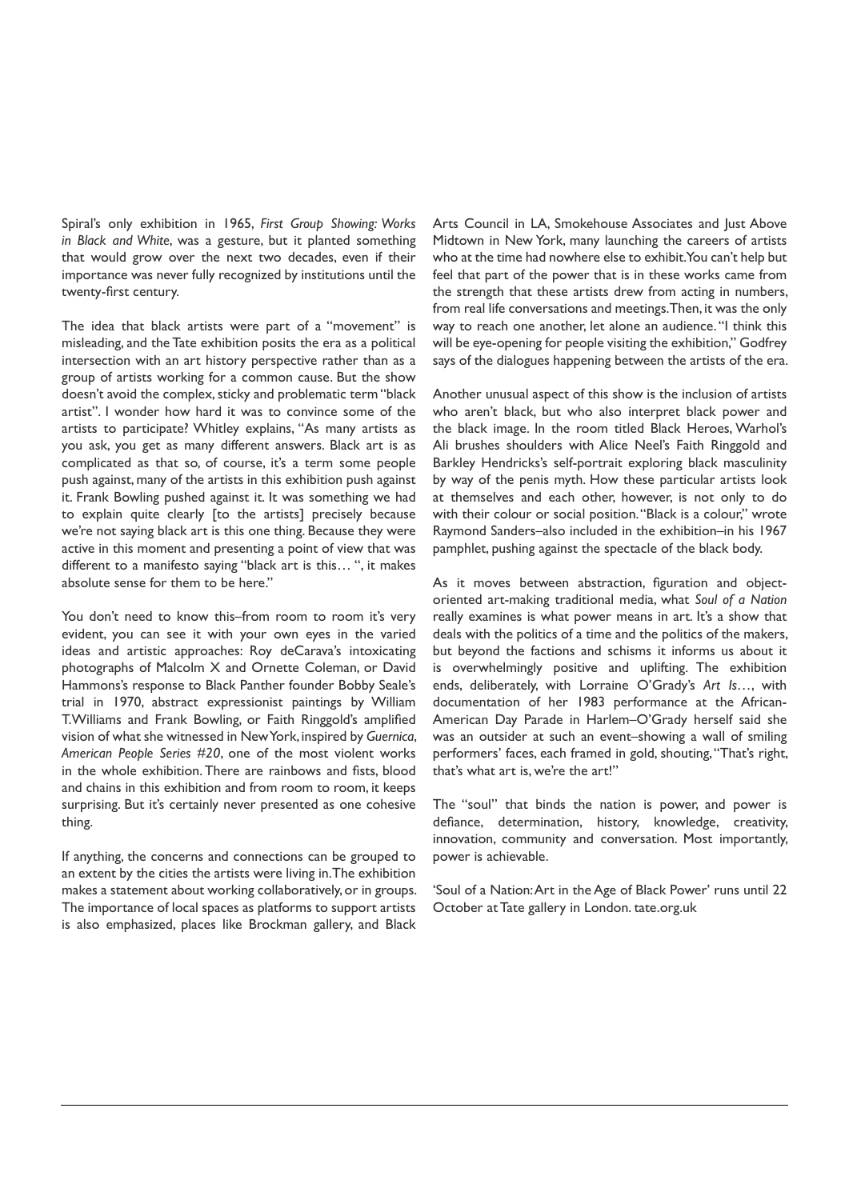Spiral's only exhibition in 1965, *First Group Showing: Works in Black and White*, was a gesture, but it planted something that would grow over the next two decades, even if their importance was never fully recognized by institutions until the twenty-first century.

The idea that black artists were part of a "movement" is misleading, and the Tate exhibition posits the era as a political intersection with an art history perspective rather than as a group of artists working for a common cause. But the show doesn't avoid the complex, sticky and problematic term "black artist". I wonder how hard it was to convince some of the artists to participate? Whitley explains, "As many artists as you ask, you get as many different answers. Black art is as complicated as that so, of course, it's a term some people push against, many of the artists in this exhibition push against it. Frank Bowling pushed against it. It was something we had to explain quite clearly [to the artists] precisely because we're not saying black art is this one thing. Because they were active in this moment and presenting a point of view that was different to a manifesto saying "black art is this… ", it makes absolute sense for them to be here."

You don't need to know this–from room to room it's very evident, you can see it with your own eyes in the varied ideas and artistic approaches: Roy deCarava's intoxicating photographs of Malcolm X and Ornette Coleman, or David Hammons's response to Black Panther founder Bobby Seale's trial in 1970, abstract expressionist paintings by William T.Williams and Frank Bowling, or Faith Ringgold's amplified vision of what she witnessed in New York, inspired by *Guernica*, *American People Series #20*, one of the most violent works in the whole exhibition. There are rainbows and fists, blood and chains in this exhibition and from room to room, it keeps surprising. But it's certainly never presented as one cohesive thing.

If anything, the concerns and connections can be grouped to an extent by the cities the artists were living in. The exhibition makes a statement about working collaboratively, or in groups. The importance of local spaces as platforms to support artists is also emphasized, places like Brockman gallery, and Black Arts Council in LA, Smokehouse Associates and Just Above Midtown in New York, many launching the careers of artists who at the time had nowhere else to exhibit. You can't help but feel that part of the power that is in these works came from the strength that these artists drew from acting in numbers, from real life conversations and meetings. Then, it was the only way to reach one another, let alone an audience. "I think this will be eye-opening for people visiting the exhibition," Godfrey says of the dialogues happening between the artists of the era.

Another unusual aspect of this show is the inclusion of artists who aren't black, but who also interpret black power and the black image. In the room titled Black Heroes, Warhol's Ali brushes shoulders with Alice Neel's Faith Ringgold and Barkley Hendricks's self-portrait exploring black masculinity by way of the penis myth. How these particular artists look at themselves and each other, however, is not only to do with their colour or social position. "Black is a colour," wrote Raymond Sanders–also included in the exhibition–in his 1967 pamphlet, pushing against the spectacle of the black body.

As it moves between abstraction, figuration and object-oriented art-making traditional media, what *Soul of a Nation* really examines is what power means in art. It's a show that deals with the politics of a time and the politics of the makers, but beyond the factions and schisms it informs us about it is overwhelmingly positive and uplifting. The exhibition ends, deliberately, with Lorraine O'Grady's *Art Is…*, with documentation of her 1983 performance at the African-American Day Parade in Harlem–O'Grady herself said she was an outsider at such an event–showing a wall of smiling performers' faces, each framed in gold, shouting, "That's right, that's what art is, we're the art!"

The "soul" that binds the nation is power, and power is defiance, determination, history, knowledge, creativity, innovation, community and conversation. Most importantly, power is achievable.

'Soul of a Nation: Art in the Age of Black Power' runs until 22 October at Tate gallery in London. tate.org.uk